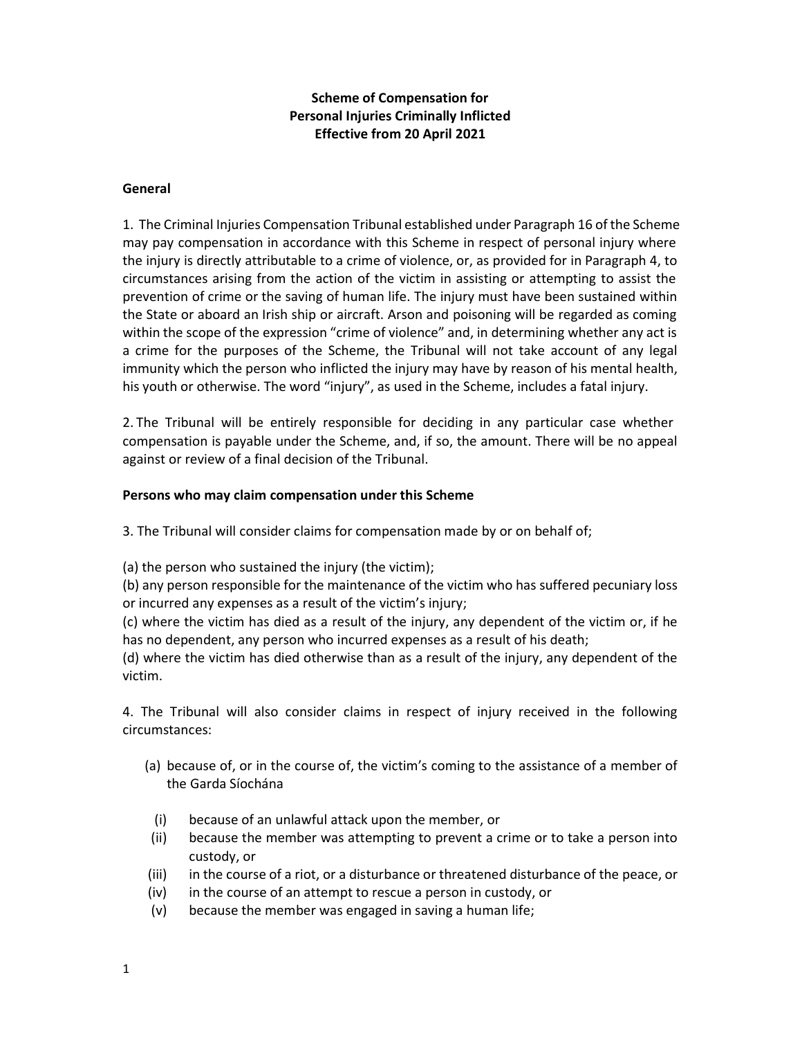# Scheme of Compensation for Personal Injuries Criminally Inflicted Effective from 20 April 2021

## General

1. The Criminal Injuries Compensation Tribunal established under Paragraph 16 of the Scheme may pay compensation in accordance with this Scheme in respect of personal injury where the injury is directly attributable to a crime of violence, or, as provided for in Paragraph 4, to circumstances arising from the action of the victim in assisting or attempting to assist the prevention of crime or the saving of human life. The injury must have been sustained within the State or aboard an Irish ship or aircraft. Arson and poisoning will be regarded as coming within the scope of the expression "crime of violence" and, in determining whether any act is a crime for the purposes of the Scheme, the Tribunal will not take account of any legal immunity which the person who inflicted the injury may have by reason of his mental health, his youth or otherwise. The word "injury", as used in the Scheme, includes a fatal injury.

2. The Tribunal will be entirely responsible for deciding in any particular case whether compensation is payable under the Scheme, and, if so, the amount. There will be no appeal against or review of a final decision of the Tribunal.

## Persons who may claim compensation under this Scheme

3. The Tribunal will consider claims for compensation made by or on behalf of;

(a) the person who sustained the injury (the victim);
(b) any person responsible for the maintenance of the victim who has suffered pecuniary loss or incurred any expenses as a result of the victim's injury;
(c) where the victim has died as a result of the injury, any dependent of the victim or, if he has no dependent, any person who incurred expenses as a result of his death;
(d) where the victim has died otherwise than as a result of the injury, any dependent of the victim.

4. The Tribunal will also consider claims in respect of injury received in the following circumstances:

(a) because of, or in the course of, the victim's coming to the assistance of a member of the Garda Síochána

- (i) because of an unlawful attack upon the member, or
- (ii) because the member was attempting to prevent a crime or to take a person into custody, or
- (iii) in the course of a riot, or a disturbance or threatened disturbance of the peace, or
- (iv) in the course of an attempt to rescue a person in custody, or
- (v) because the member was engaged in saving a human life;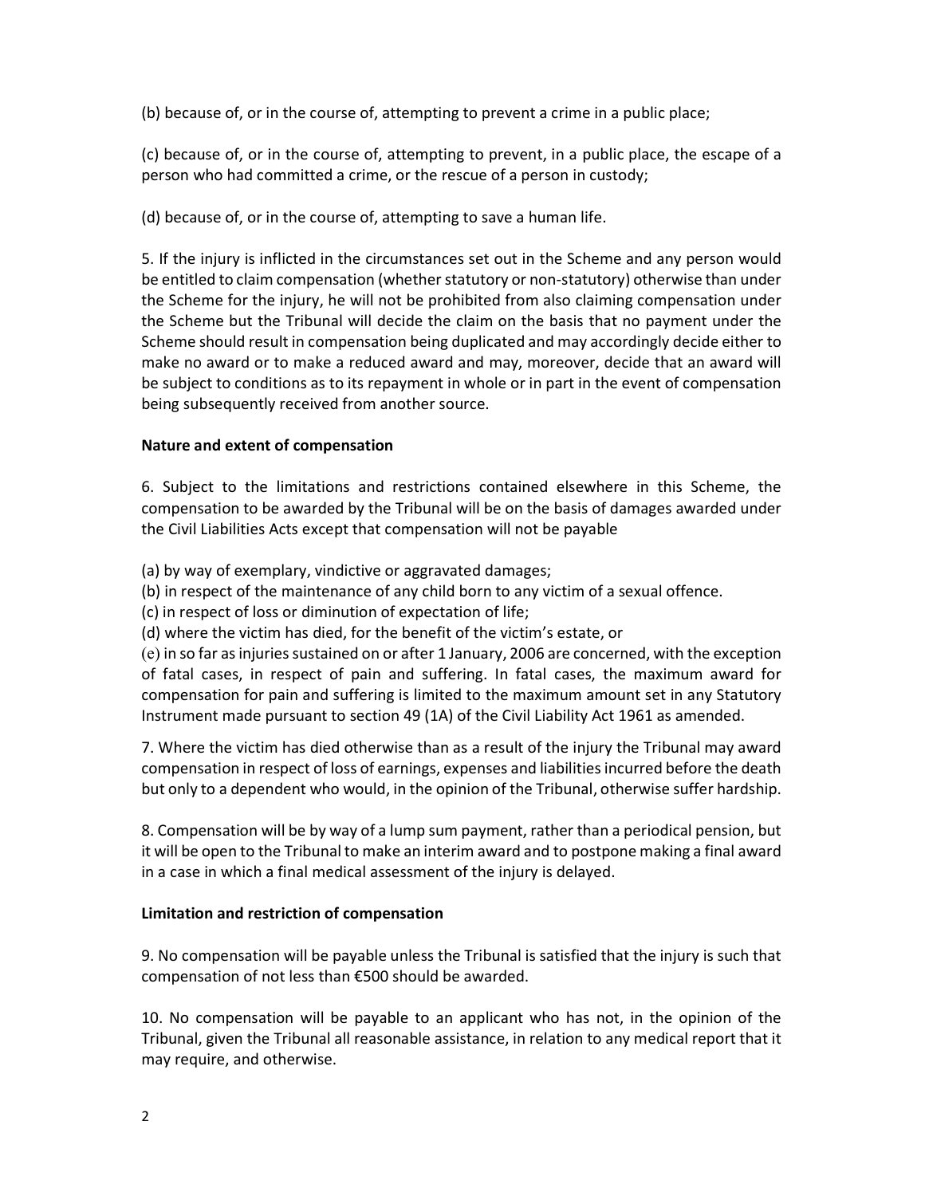(b) because of, or in the course of, attempting to prevent a crime in a public place;

(c) because of, or in the course of, attempting to prevent, in a public place, the escape of a person who had committed a crime, or the rescue of a person in custody;

(d) because of, or in the course of, attempting to save a human life.

5. If the injury is inflicted in the circumstances set out in the Scheme and any person would be entitled to claim compensation (whether statutory or non-statutory) otherwise than under the Scheme for the injury, he will not be prohibited from also claiming compensation under the Scheme but the Tribunal will decide the claim on the basis that no payment under the Scheme should result in compensation being duplicated and may accordingly decide either to make no award or to make a reduced award and may, moreover, decide that an award will be subject to conditions as to its repayment in whole or in part in the event of compensation being subsequently received from another source.

**Nature and extent of compensation**

6. Subject to the limitations and restrictions contained elsewhere in this Scheme, the compensation to be awarded by the Tribunal will be on the basis of damages awarded under the Civil Liabilities Acts except that compensation will not be payable

(a) by way of exemplary, vindictive or aggravated damages;
(b) in respect of the maintenance of any child born to any victim of a sexual offence.
(c) in respect of loss or diminution of expectation of life;
(d) where the victim has died, for the benefit of the victim's estate, or
(e) in so far as injuries sustained on or after 1 January, 2006 are concerned, with the exception of fatal cases, in respect of pain and suffering. In fatal cases, the maximum award for compensation for pain and suffering is limited to the maximum amount set in any Statutory Instrument made pursuant to section 49 (1A) of the Civil Liability Act 1961 as amended.

7. Where the victim has died otherwise than as a result of the injury the Tribunal may award compensation in respect of loss of earnings, expenses and liabilities incurred before the death but only to a dependent who would, in the opinion of the Tribunal, otherwise suffer hardship.

8. Compensation will be by way of a lump sum payment, rather than a periodical pension, but it will be open to the Tribunal to make an interim award and to postpone making a final award in a case in which a final medical assessment of the injury is delayed.

**Limitation and restriction of compensation**

9. No compensation will be payable unless the Tribunal is satisfied that the injury is such that compensation of not less than €500 should be awarded.

10. No compensation will be payable to an applicant who has not, in the opinion of the Tribunal, given the Tribunal all reasonable assistance, in relation to any medical report that it may require, and otherwise.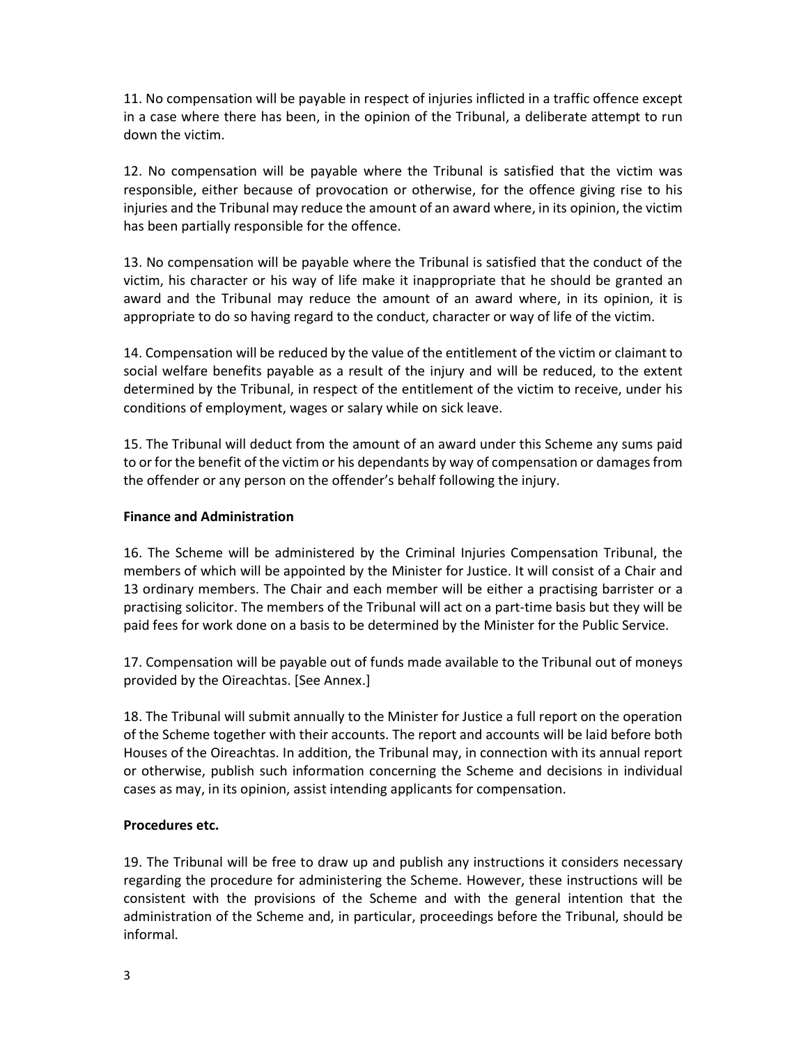11. No compensation will be payable in respect of injuries inflicted in a traffic offence except in a case where there has been, in the opinion of the Tribunal, a deliberate attempt to run down the victim.

12. No compensation will be payable where the Tribunal is satisfied that the victim was responsible, either because of provocation or otherwise, for the offence giving rise to his injuries and the Tribunal may reduce the amount of an award where, in its opinion, the victim has been partially responsible for the offence.

13. No compensation will be payable where the Tribunal is satisfied that the conduct of the victim, his character or his way of life make it inappropriate that he should be granted an award and the Tribunal may reduce the amount of an award where, in its opinion, it is appropriate to do so having regard to the conduct, character or way of life of the victim.

14. Compensation will be reduced by the value of the entitlement of the victim or claimant to social welfare benefits payable as a result of the injury and will be reduced, to the extent determined by the Tribunal, in respect of the entitlement of the victim to receive, under his conditions of employment, wages or salary while on sick leave.

15. The Tribunal will deduct from the amount of an award under this Scheme any sums paid to or for the benefit of the victim or his dependants by way of compensation or damages from the offender or any person on the offender's behalf following the injury.

**Finance and Administration**

16. The Scheme will be administered by the Criminal Injuries Compensation Tribunal, the members of which will be appointed by the Minister for Justice. It will consist of a Chair and 13 ordinary members. The Chair and each member will be either a practising barrister or a practising solicitor. The members of the Tribunal will act on a part-time basis but they will be paid fees for work done on a basis to be determined by the Minister for the Public Service.

17. Compensation will be payable out of funds made available to the Tribunal out of moneys provided by the Oireachtas. [See Annex.]

18. The Tribunal will submit annually to the Minister for Justice a full report on the operation of the Scheme together with their accounts. The report and accounts will be laid before both Houses of the Oireachtas. In addition, the Tribunal may, in connection with its annual report or otherwise, publish such information concerning the Scheme and decisions in individual cases as may, in its opinion, assist intending applicants for compensation.

**Procedures etc.**

19. The Tribunal will be free to draw up and publish any instructions it considers necessary regarding the procedure for administering the Scheme. However, these instructions will be consistent with the provisions of the Scheme and with the general intention that the administration of the Scheme and, in particular, proceedings before the Tribunal, should be informal.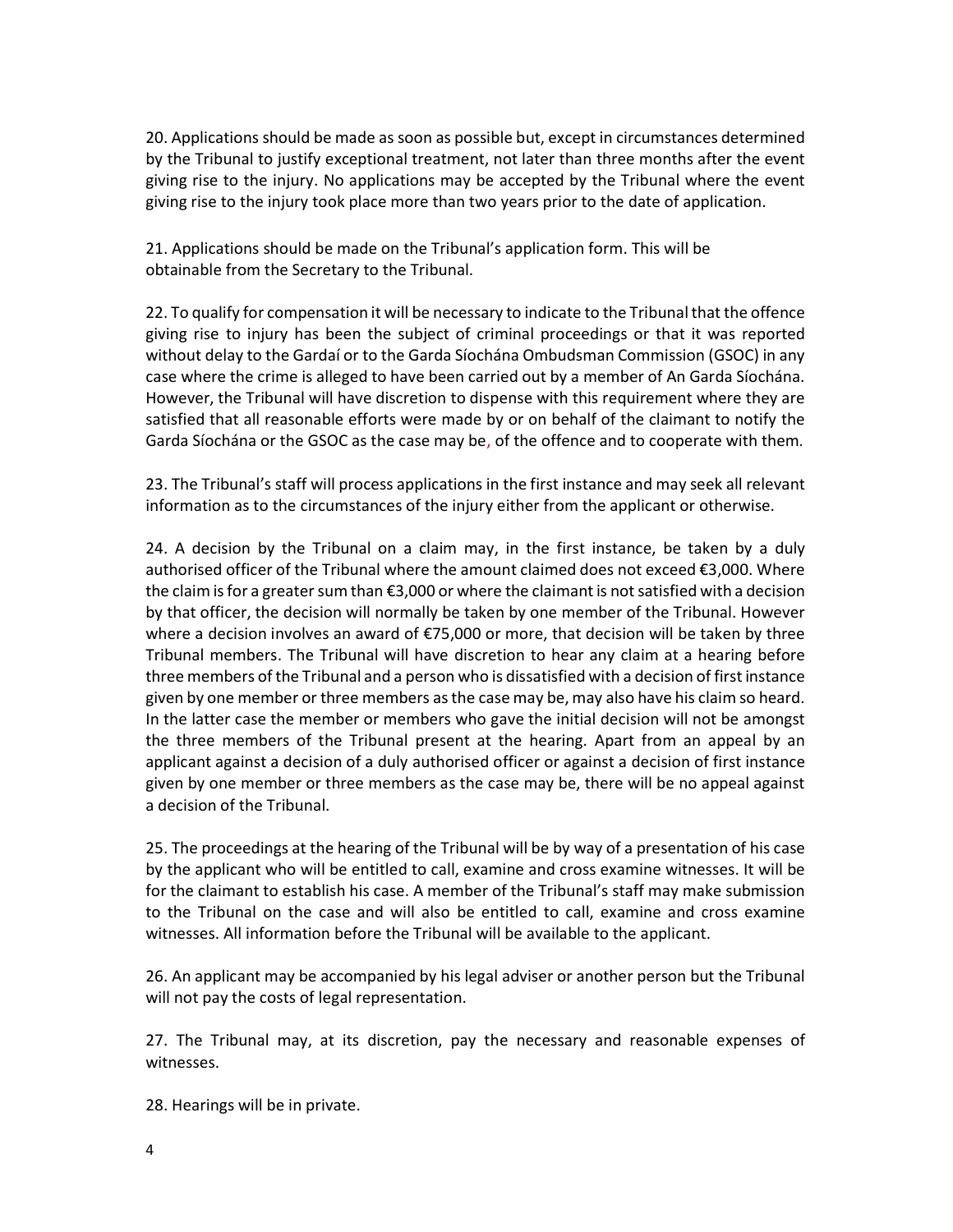20. Applications should be made as soon as possible but, except in circumstances determined by the Tribunal to justify exceptional treatment, not later than three months after the event giving rise to the injury. No applications may be accepted by the Tribunal where the event giving rise to the injury took place more than two years prior to the date of application.

21. Applications should be made on the Tribunal's application form. This will be obtainable from the Secretary to the Tribunal.

22. To qualify for compensation it will be necessary to indicate to the Tribunal that the offence giving rise to injury has been the subject of criminal proceedings or that it was reported without delay to the Gardaí or to the Garda Síochána Ombudsman Commission (GSOC) in any case where the crime is alleged to have been carried out by a member of An Garda Síochána. However, the Tribunal will have discretion to dispense with this requirement where they are satisfied that all reasonable efforts were made by or on behalf of the claimant to notify the Garda Síochána or the GSOC as the case may be, of the offence and to cooperate with them.

23. The Tribunal's staff will process applications in the first instance and may seek all relevant information as to the circumstances of the injury either from the applicant or otherwise.

24. A decision by the Tribunal on a claim may, in the first instance, be taken by a duly authorised officer of the Tribunal where the amount claimed does not exceed €3,000. Where the claim is for a greater sum than €3,000 or where the claimant is not satisfied with a decision by that officer, the decision will normally be taken by one member of the Tribunal. However where a decision involves an award of €75,000 or more, that decision will be taken by three Tribunal members. The Tribunal will have discretion to hear any claim at a hearing before three members of the Tribunal and a person who is dissatisfied with a decision of first instance given by one member or three members as the case may be, may also have his claim so heard. In the latter case the member or members who gave the initial decision will not be amongst the three members of the Tribunal present at the hearing. Apart from an appeal by an applicant against a decision of a duly authorised officer or against a decision of first instance given by one member or three members as the case may be, there will be no appeal against a decision of the Tribunal.

25. The proceedings at the hearing of the Tribunal will be by way of a presentation of his case by the applicant who will be entitled to call, examine and cross examine witnesses. It will be for the claimant to establish his case. A member of the Tribunal's staff may make submission to the Tribunal on the case and will also be entitled to call, examine and cross examine witnesses. All information before the Tribunal will be available to the applicant.

26. An applicant may be accompanied by his legal adviser or another person but the Tribunal will not pay the costs of legal representation.

27. The Tribunal may, at its discretion, pay the necessary and reasonable expenses of witnesses.

28. Hearings will be in private.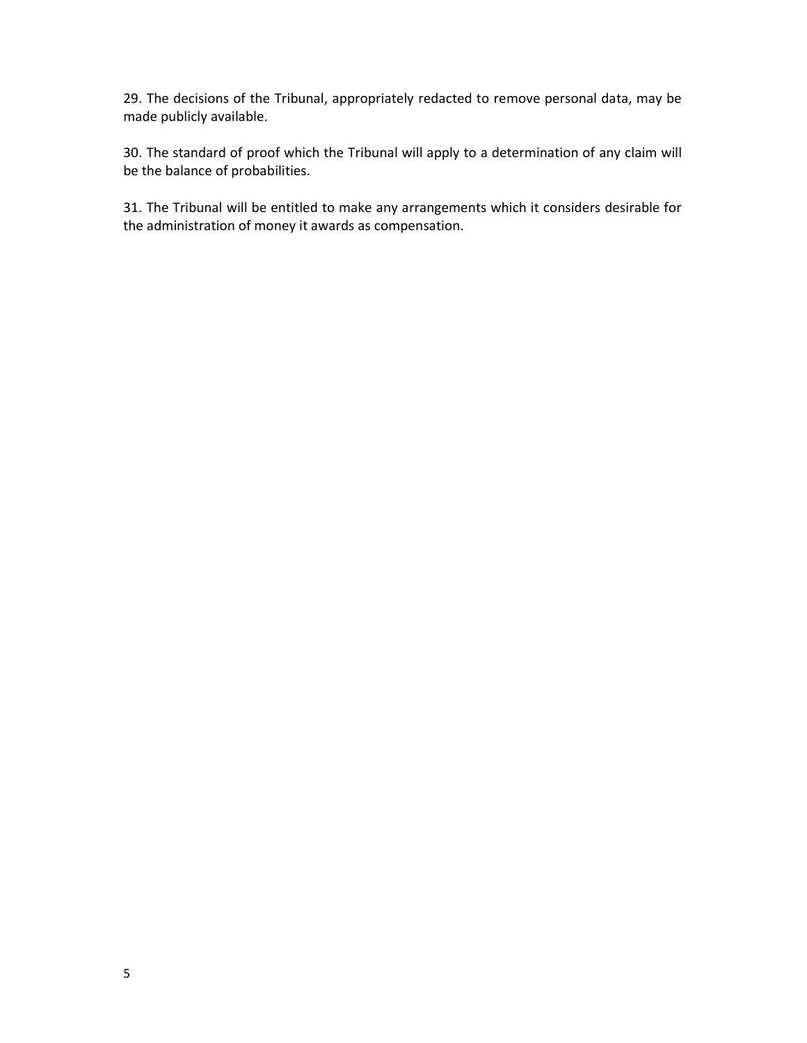29. The decisions of the Tribunal, appropriately redacted to remove personal data, may be made publicly available.

30. The standard of proof which the Tribunal will apply to a determination of any claim will be the balance of probabilities.

31. The Tribunal will be entitled to make any arrangements which it considers desirable for the administration of money it awards as compensation.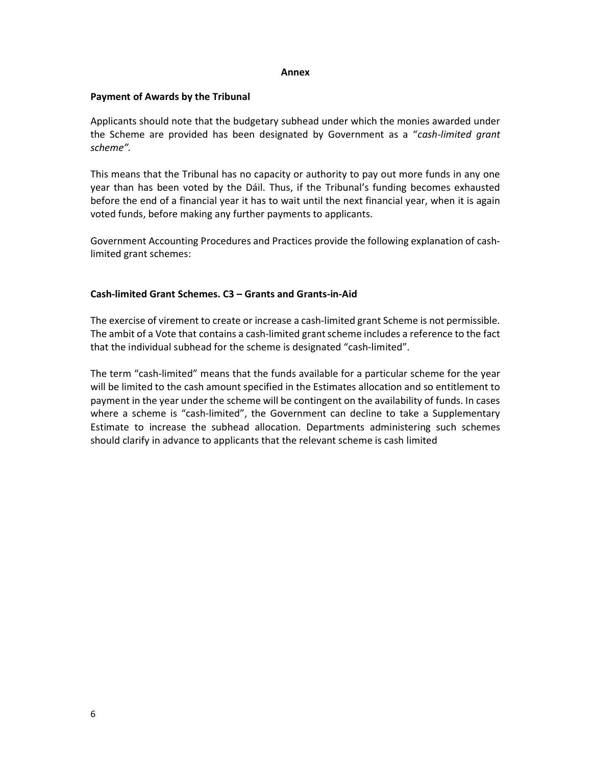**Annex**

**Payment of Awards by the Tribunal**

Applicants should note that the budgetary subhead under which the monies awarded under the Scheme are provided has been designated by Government as a "*cash-limited grant scheme".*

This means that the Tribunal has no capacity or authority to pay out more funds in any one year than has been voted by the Dáil. Thus, if the Tribunal's funding becomes exhausted before the end of a financial year it has to wait until the next financial year, when it is again voted funds, before making any further payments to applicants.

Government Accounting Procedures and Practices provide the following explanation of cash-limited grant schemes:

**Cash-limited Grant Schemes. C3 – Grants and Grants-in-Aid**

The exercise of virement to create or increase a cash-limited grant Scheme is not permissible. The ambit of a Vote that contains a cash-limited grant scheme includes a reference to the fact that the individual subhead for the scheme is designated "cash-limited".

The term "cash-limited" means that the funds available for a particular scheme for the year will be limited to the cash amount specified in the Estimates allocation and so entitlement to payment in the year under the scheme will be contingent on the availability of funds. In cases where a scheme is "cash-limited", the Government can decline to take a Supplementary Estimate to increase the subhead allocation. Departments administering such schemes should clarify in advance to applicants that the relevant scheme is cash limited